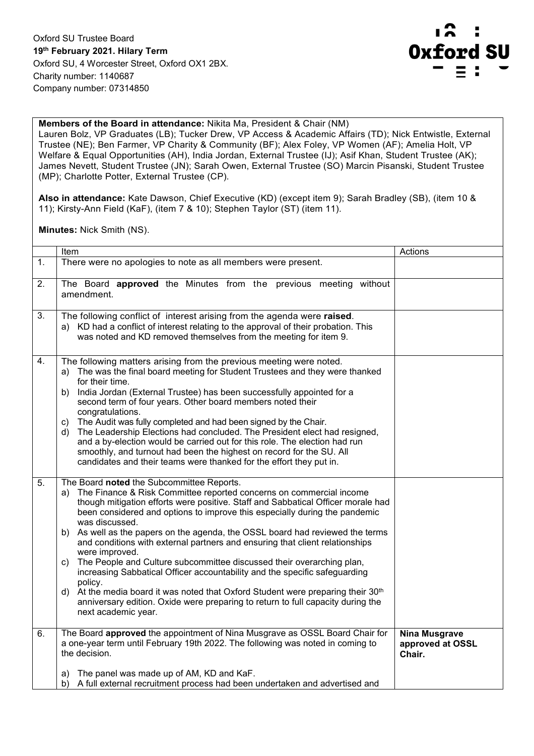Oxford SU Trustee Board
**19th February 2021. Hilary Term**
Oxford SU, 4 Worcester Street, Oxford OX1 2BX.
Charity number: 1140687
Company number: 07314850

**Members of the Board in attendance:** Nikita Ma, President & Chair (NM)
Lauren Bolz, VP Graduates (LB); Tucker Drew, VP Access & Academic Affairs (TD); Nick Entwistle, External Trustee (NE); Ben Farmer, VP Charity & Community (BF); Alex Foley, VP Women (AF); Amelia Holt, VP Welfare & Equal Opportunities (AH), India Jordan, External Trustee (IJ); Asif Khan, Student Trustee (AK); James Nevett, Student Trustee (JN); Sarah Owen, External Trustee (SO) Marcin Pisanski, Student Trustee (MP); Charlotte Potter, External Trustee (CP).

**Also in attendance:** Kate Dawson, Chief Executive (KD) (except item 9); Sarah Bradley (SB), (item 10 & 11); Kirsty-Ann Field (KaF), (item 7 & 10); Stephen Taylor (ST) (item 11).

**Minutes:** Nick Smith (NS).

| | Item | Actions |
|---|---|---|
| 1. | There were no apologies to note as all members were present. | |
| 2. | The Board **approved** the Minutes from the previous meeting without amendment. | |
| 3. | The following conflict of interest arising from the agenda were **raised**.<br>a) KD had a conflict of interest relating to the approval of their probation. This was noted and KD removed themselves from the meeting for item 9. | |
| 4. | The following matters arising from the previous meeting were noted.<br>a) The was the final board meeting for Student Trustees and they were thanked for their time.<br>b) India Jordan (External Trustee) has been successfully appointed for a second term of four years. Other board members noted their congratulations.<br>c) The Audit was fully completed and had been signed by the Chair.<br>d) The Leadership Elections had concluded. The President elect had resigned, and a by-election would be carried out for this role. The election had run smoothly, and turnout had been the highest on record for the SU. All candidates and their teams were thanked for the effort they put in. | |
| 5. | The Board **noted** the Subcommittee Reports.<br>a) The Finance & Risk Committee reported concerns on commercial income though mitigation efforts were positive. Staff and Sabbatical Officer morale had been considered and options to improve this especially during the pandemic was discussed.<br>b) As well as the papers on the agenda, the OSSL board had reviewed the terms and conditions with external partners and ensuring that client relationships were improved.<br>c) The People and Culture subcommittee discussed their overarching plan, increasing Sabbatical Officer accountability and the specific safeguarding policy.<br>d) At the media board it was noted that Oxford Student were preparing their 30th anniversary edition. Oxide were preparing to return to full capacity during the next academic year. | |
| 6. | The Board **approved** the appointment of Nina Musgrave as OSSL Board Chair for a one-year term until February 19th 2022. The following was noted in coming to the decision.<br><br>a) The panel was made up of AM, KD and KaF.<br>b) A full external recruitment process had been undertaken and advertised and | **Nina Musgrave approved at OSSL Chair.** |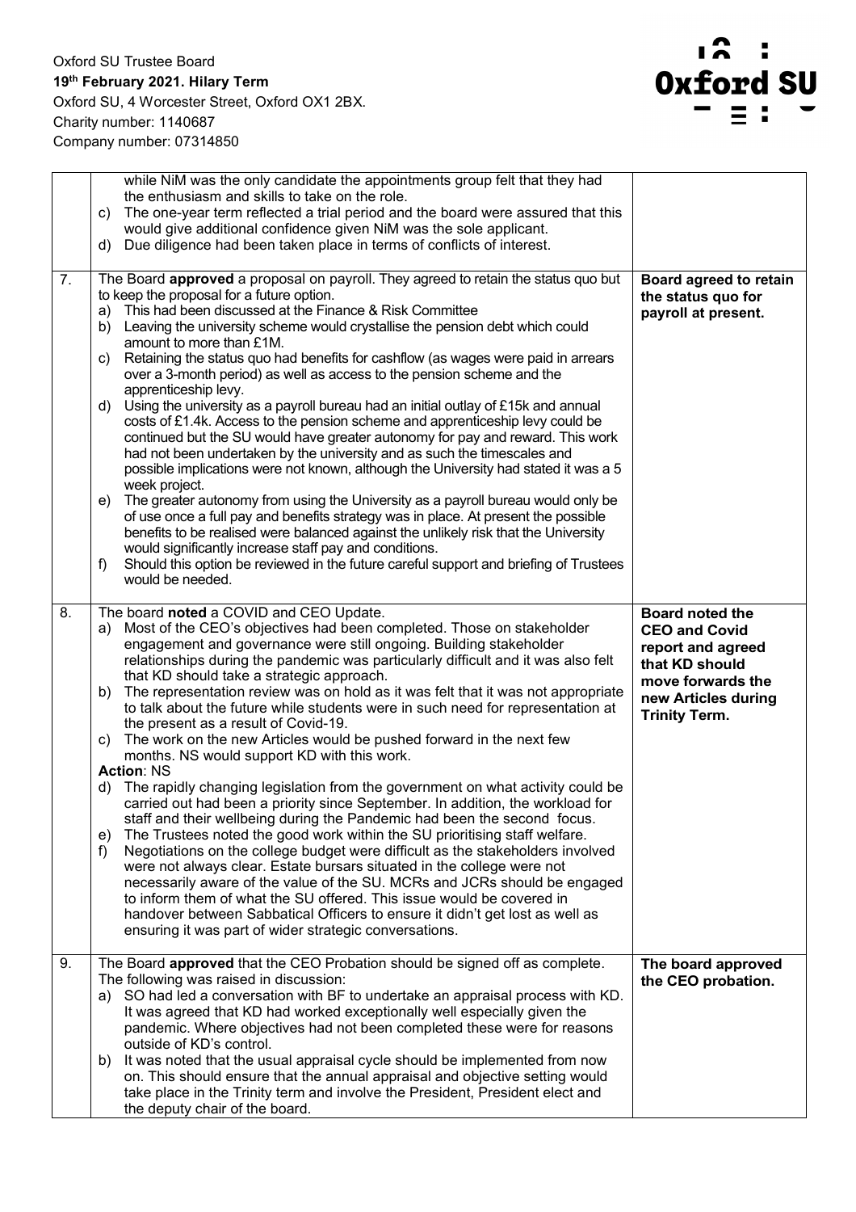Oxford SU Trustee Board
**19th February 2021. Hilary Term**
Oxford SU, 4 Worcester Street, Oxford OX1 2BX.
Charity number: 1140687
Company number: 07314850

| | | |
|---|---|---|
| | while NiM was the only candidate the appointments group felt that they had the enthusiasm and skills to take on the role.<br>c) The one-year term reflected a trial period and the board were assured that this would give additional confidence given NiM was the sole applicant.<br>d) Due diligence had been taken place in terms of conflicts of interest. | |
| 7. | The Board **approved** a proposal on payroll. They agreed to retain the status quo but to keep the proposal for a future option.<br>a) This had been discussed at the Finance & Risk Committee<br>b) Leaving the university scheme would crystallise the pension debt which could amount to more than £1M.<br>c) Retaining the status quo had benefits for cashflow (as wages were paid in arrears over a 3-month period) as well as access to the pension scheme and the apprenticeship levy.<br>d) Using the university as a payroll bureau had an initial outlay of £15k and annual costs of £1.4k. Access to the pension scheme and apprenticeship levy could be continued but the SU would have greater autonomy for pay and reward. This work had not been undertaken by the university and as such the timescales and possible implications were not known, although the University had stated it was a 5 week project.<br>e) The greater autonomy from using the University as a payroll bureau would only be of use once a full pay and benefits strategy was in place. At present the possible benefits to be realised were balanced against the unlikely risk that the University would significantly increase staff pay and conditions.<br>f) Should this option be reviewed in the future careful support and briefing of Trustees would be needed. | **Board agreed to retain the status quo for payroll at present.** |
| 8. | The board **noted** a COVID and CEO Update.<br>a) Most of the CEO's objectives had been completed. Those on stakeholder engagement and governance were still ongoing. Building stakeholder relationships during the pandemic was particularly difficult and it was also felt that KD should take a strategic approach.<br>b) The representation review was on hold as it was felt that it was not appropriate to talk about the future while students were in such need for representation at the present as a result of Covid-19.<br>c) The work on the new Articles would be pushed forward in the next few months. NS would support KD with this work.<br>**Action**: NS<br>d) The rapidly changing legislation from the government on what activity could be carried out had been a priority since September. In addition, the workload for staff and their wellbeing during the Pandemic had been the second focus.<br>e) The Trustees noted the good work within the SU prioritising staff welfare.<br>f) Negotiations on the college budget were difficult as the stakeholders involved were not always clear. Estate bursars situated in the college were not necessarily aware of the value of the SU. MCRs and JCRs should be engaged to inform them of what the SU offered. This issue would be covered in handover between Sabbatical Officers to ensure it didn't get lost as well as ensuring it was part of wider strategic conversations. | **Board noted the CEO and Covid report and agreed that KD should move forwards the new Articles during Trinity Term.** |
| 9. | The Board **approved** that the CEO Probation should be signed off as complete. The following was raised in discussion:<br>a) SO had led a conversation with BF to undertake an appraisal process with KD. It was agreed that KD had worked exceptionally well especially given the pandemic. Where objectives had not been completed these were for reasons outside of KD's control.<br>b) It was noted that the usual appraisal cycle should be implemented from now on. This should ensure that the annual appraisal and objective setting would take place in the Trinity term and involve the President, President elect and the deputy chair of the board. | **The board approved the CEO probation.** |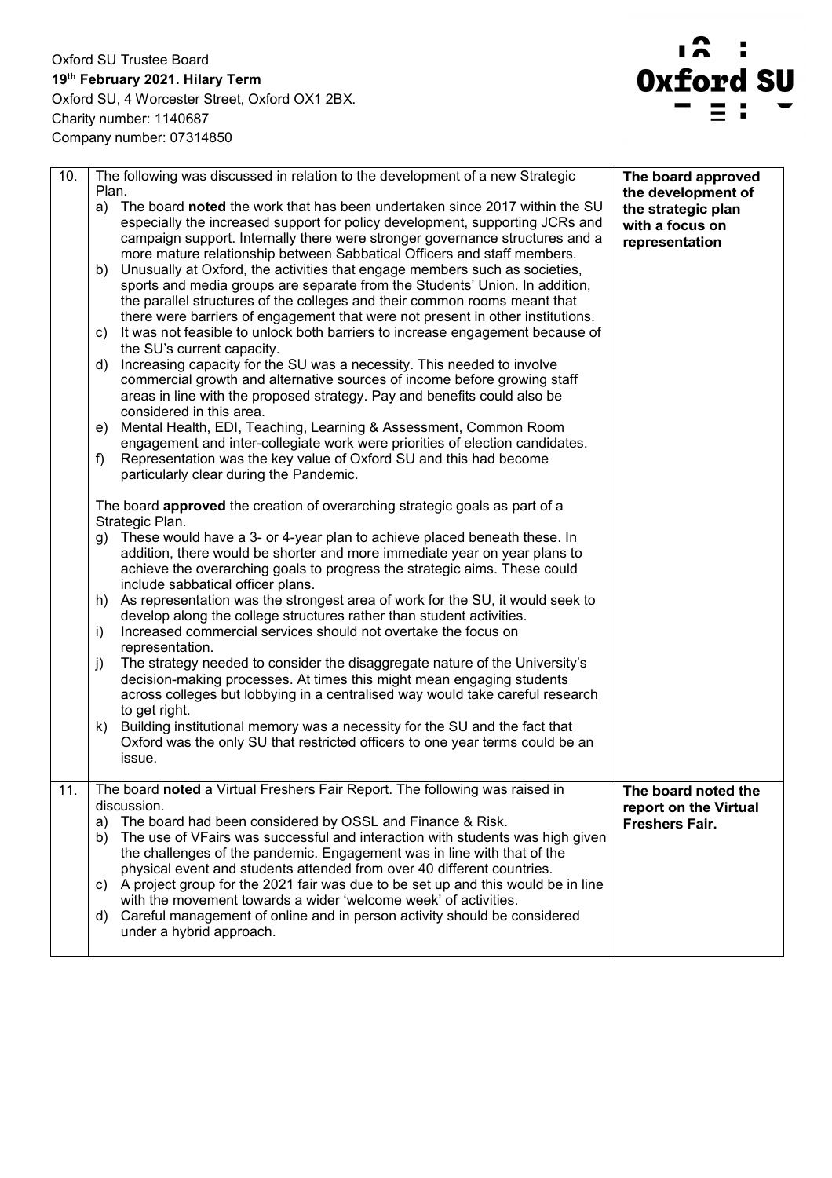Oxford SU Trustee Board
**19th February 2021. Hilary Term**
Oxford SU, 4 Worcester Street, Oxford OX1 2BX.
Charity number: 1140687
Company number: 07314850

| | | |
|---|---|---|
| 10. | The following was discussed in relation to the development of a new Strategic Plan.<br>a) The board **noted** the work that has been undertaken since 2017 within the SU especially the increased support for policy development, supporting JCRs and campaign support. Internally there were stronger governance structures and a more mature relationship between Sabbatical Officers and staff members.<br>b) Unusually at Oxford, the activities that engage members such as societies, sports and media groups are separate from the Students' Union. In addition, the parallel structures of the colleges and their common rooms meant that there were barriers of engagement that were not present in other institutions.<br>c) It was not feasible to unlock both barriers to increase engagement because of the SU's current capacity.<br>d) Increasing capacity for the SU was a necessity. This needed to involve commercial growth and alternative sources of income before growing staff areas in line with the proposed strategy. Pay and benefits could also be considered in this area.<br>e) Mental Health, EDI, Teaching, Learning & Assessment, Common Room engagement and inter-collegiate work were priorities of election candidates.<br>f) Representation was the key value of Oxford SU and this had become particularly clear during the Pandemic.<br><br>The board **approved** the creation of overarching strategic goals as part of a Strategic Plan.<br>g) These would have a 3- or 4-year plan to achieve placed beneath these. In addition, there would be shorter and more immediate year on year plans to achieve the overarching goals to progress the strategic aims. These could include sabbatical officer plans.<br>h) As representation was the strongest area of work for the SU, it would seek to develop along the college structures rather than student activities.<br>i) Increased commercial services should not overtake the focus on representation.<br>j) The strategy needed to consider the disaggregate nature of the University's decision-making processes. At times this might mean engaging students across colleges but lobbying in a centralised way would take careful research to get right.<br>k) Building institutional memory was a necessity for the SU and the fact that Oxford was the only SU that restricted officers to one year terms could be an issue. | **The board approved the development of the strategic plan with a focus on representation** |
| 11. | The board **noted** a Virtual Freshers Fair Report. The following was raised in discussion.<br>a) The board had been considered by OSSL and Finance & Risk.<br>b) The use of VFairs was successful and interaction with students was high given the challenges of the pandemic. Engagement was in line with that of the physical event and students attended from over 40 different countries.<br>c) A project group for the 2021 fair was due to be set up and this would be in line with the movement towards a wider 'welcome week' of activities.<br>d) Careful management of online and in person activity should be considered under a hybrid approach. | **The board noted the report on the Virtual Freshers Fair.** |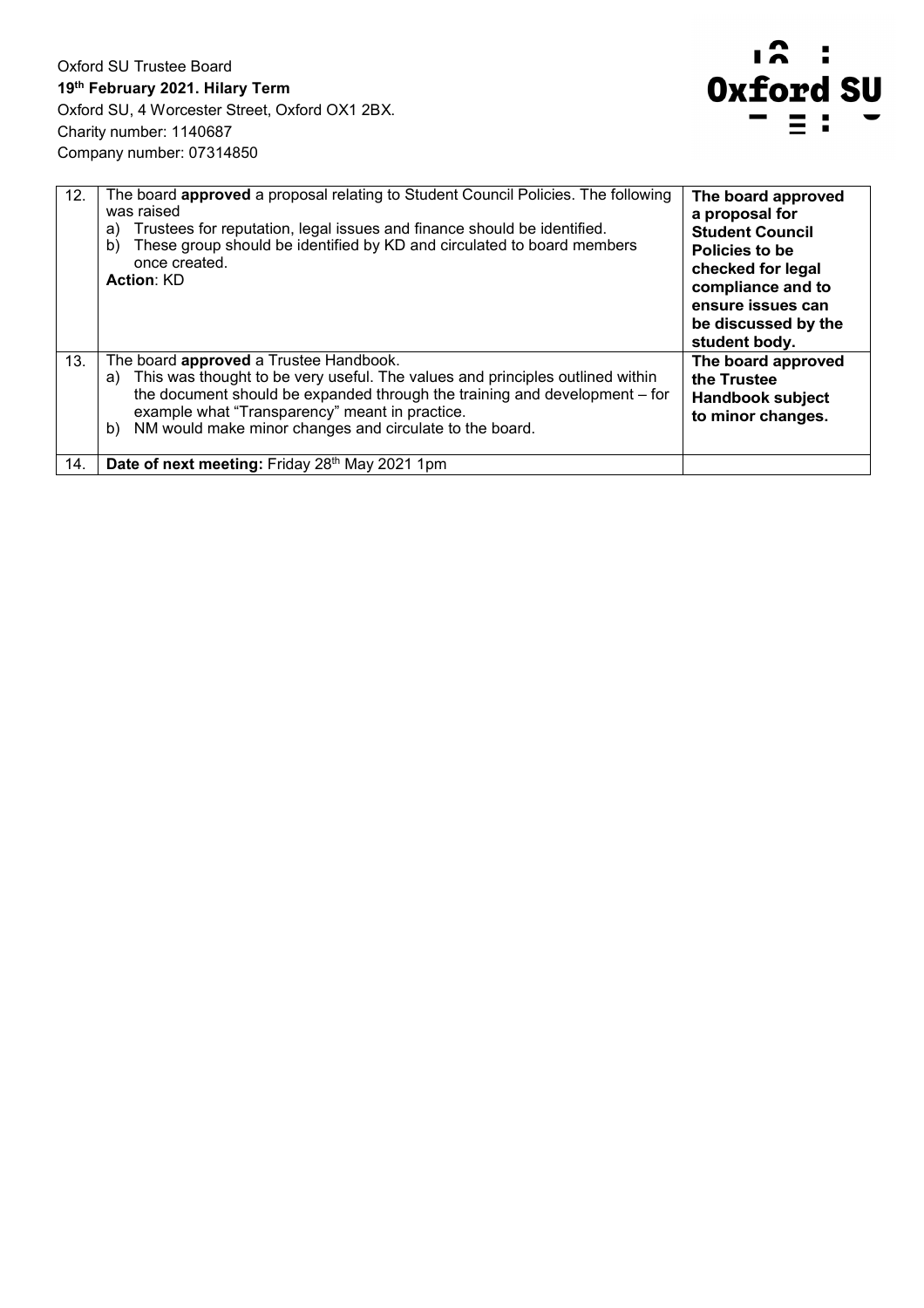| | | |
|---|---|---|
| 12. | The board **approved** a proposal relating to Student Council Policies. The following was raised<br>a) Trustees for reputation, legal issues and finance should be identified.<br>b) These group should be identified by KD and circulated to board members once created.<br>**Action**: KD | **The board approved a proposal for Student Council Policies to be checked for legal compliance and to ensure issues can be discussed by the student body.** |
| 13. | The board **approved** a Trustee Handbook.<br>a) This was thought to be very useful. The values and principles outlined within the document should be expanded through the training and development – for example what "Transparency" meant in practice.<br>b) NM would make minor changes and circulate to the board. | **The board approved the Trustee Handbook subject to minor changes.** |
| 14. | **Date of next meeting:** Friday 28th May 2021 1pm | |